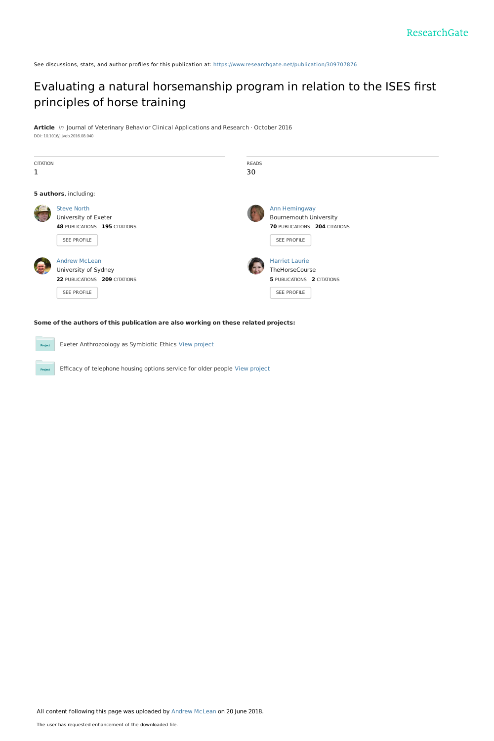ResearchGate

See discussions, stats, and author profiles for this publication at: https://www.researchgate.net/publication/309707876

# Evaluating a natural horsemanship program in relation to the ISES first principles of horse training

**Article** *in* Journal of Veterinary Behavior Clinical Applications and Research · October 2016

DOI: 10.1016/j.jveb.2016.08.040

| CITATION | READS |
| --- | --- |
| 1 | 30 |

**5 authors**, including:

Steve North
University of Exeter
**48** PUBLICATIONS **195** CITATIONS
SEE PROFILE

Ann Hemingway
Bournemouth University
**70** PUBLICATIONS **204** CITATIONS
SEE PROFILE

Andrew McLean
University of Sydney
**22** PUBLICATIONS **209** CITATIONS
SEE PROFILE

Harriet Laurie
TheHorseCourse
**5** PUBLICATIONS **2** CITATIONS
SEE PROFILE

**Some of the authors of this publication are also working on these related projects:**

Exeter Anthrozoology as Symbiotic Ethics View project

Efficacy of telephone housing options service for older people View project

All content following this page was uploaded by Andrew McLean on 20 June 2018.

The user has requested enhancement of the downloaded file.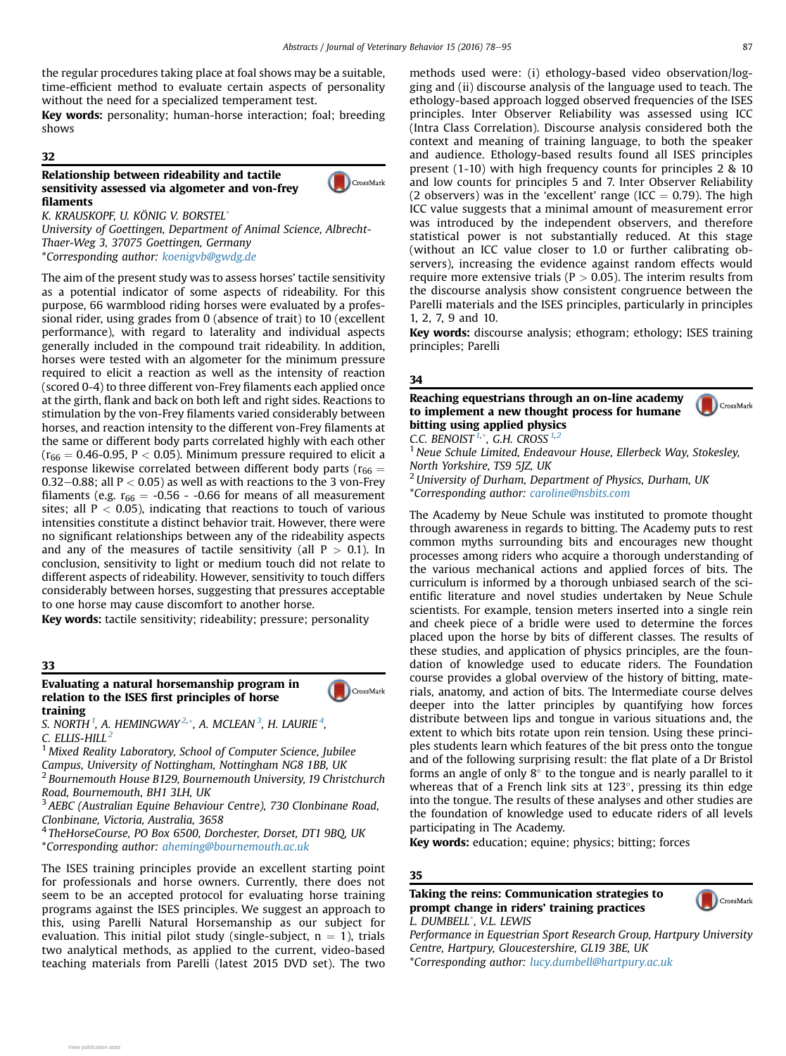the regular procedures taking place at foal shows may be a suitable, time-efficient method to evaluate certain aspects of personality without the need for a specialized temperament test.

**Key words:** personality; human-horse interaction; foal; breeding shows

## 32

### Relationship between rideability and tactile sensitivity assessed via algometer and von-frey filaments

K. KRAUSKOPF, U. KÖNIG V. BORSTEL*

*University of Goettingen, Department of Animal Science, Albrecht-Thaer-Weg 3, 37075 Goettingen, Germany*

*\*Corresponding author: koenigvb@gwdg.de*

The aim of the present study was to assess horses' tactile sensitivity as a potential indicator of some aspects of rideability. For this purpose, 66 warmblood riding horses were evaluated by a professional rider, using grades from 0 (absence of trait) to 10 (excellent performance), with regard to laterality and individual aspects generally included in the compound trait rideability. In addition, horses were tested with an algometer for the minimum pressure required to elicit a reaction as well as the intensity of reaction (scored 0-4) to three different von-Frey filaments each applied once at the girth, flank and back on both left and right sides. Reactions to stimulation by the von-Frey filaments varied considerably between horses, and reaction intensity to the different von-Frey filaments at the same or different body parts correlated highly with each other ($r_{66}$ = 0.46-0.95, $P < 0.05$). Minimum pressure required to elicit a response likewise correlated between different body parts ($r_{66}$ = 0.32−0.88; all $P < 0.05$) as well as with reactions to the 3 von-Frey filaments (e.g. $r_{66}$ = -0.56 - -0.66 for means of all measurement sites; all $P < 0.05$), indicating that reactions to touch of various intensities constitute a distinct behavior trait. However, there were no significant relationships between any of the rideability aspects and any of the measures of tactile sensitivity (all $P > 0.1$). In conclusion, sensitivity to light or medium touch did not relate to different aspects of rideability. However, sensitivity to touch differs considerably between horses, suggesting that pressures acceptable to one horse may cause discomfort to another horse.

**Key words:** tactile sensitivity; rideability; pressure; personality

## 33

### Evaluating a natural horsemanship program in relation to the ISES first principles of horse training

S. NORTH[1], A. HEMINGWAY[2,*], A. MCLEAN[3], H. LAURIE[4], C. ELLIS-HILL[2]

[1] *Mixed Reality Laboratory, School of Computer Science, Jubilee Campus, University of Nottingham, Nottingham NG8 1BB, UK*

[2] *Bournemouth House B129, Bournemouth University, 19 Christchurch Road, Bournemouth, BH1 3LH, UK*

[3] *AEBC (Australian Equine Behaviour Centre), 730 Clonbinane Road, Clonbinane, Victoria, Australia, 3658*

[4] *TheHorseCourse, PO Box 6500, Dorchester, Dorset, DT1 9BQ, UK*

*\*Corresponding author: aheming@bournemouth.ac.uk*

The ISES training principles provide an excellent starting point for professionals and horse owners. Currently, there does not seem to be an accepted protocol for evaluating horse training programs against the ISES principles. We suggest an approach to this, using Parelli Natural Horsemanship as our subject for evaluation. This initial pilot study (single-subject, n = 1), trials two analytical methods, as applied to the current, video-based teaching materials from Parelli (latest 2015 DVD set). The two methods used were: (i) ethology-based video observation/logging and (ii) discourse analysis of the language used to teach. The ethology-based approach logged observed frequencies of the ISES principles. Inter Observer Reliability was assessed using ICC (Intra Class Correlation). Discourse analysis considered both the context and meaning of training language, to both the speaker and audience. Ethology-based results found all ISES principles present (1-10) with high frequency counts for principles 2 & 10 and low counts for principles 5 and 7. Inter Observer Reliability (2 observers) was in the 'excellent' range (ICC = 0.79). The high ICC value suggests that a minimal amount of measurement error was introduced by the independent observers, and therefore statistical power is not substantially reduced. At this stage (without an ICC value closer to 1.0 or further calibrating observers), increasing the evidence against random effects would require more extensive trials ($P > 0.05$). The interim results from the discourse analysis show consistent congruence between the Parelli materials and the ISES principles, particularly in principles 1, 2, 7, 9 and 10.

**Key words:** discourse analysis; ethogram; ethology; ISES training principles; Parelli

## 34

### Reaching equestrians through an on-line academy to implement a new thought process for humane bitting using applied physics

C.C. BENOIST[1,*], G.H. CROSS[1,2]

[1] *Neue Schule Limited, Endeavour House, Ellerbeck Way, Stokesley, North Yorkshire, TS9 5JZ, UK*

[2] *University of Durham, Department of Physics, Durham, UK*

*\*Corresponding author: caroline@nsbits.com*

The Academy by Neue Schule was instituted to promote thought through awareness in regards to bitting. The Academy puts to rest common myths surrounding bits and encourages new thought processes among riders who acquire a thorough understanding of the various mechanical actions and applied forces of bits. The curriculum is informed by a thorough unbiased search of the scientific literature and novel studies undertaken by Neue Schule scientists. For example, tension meters inserted into a single rein and cheek piece of a bridle were used to determine the forces placed upon the horse by bits of different classes. The results of these studies, and application of physics principles, are the foundation of knowledge used to educate riders. The Foundation course provides a global overview of the history of bitting, materials, anatomy, and action of bits. The Intermediate course delves deeper into the latter principles by quantifying how forces distribute between lips and tongue in various situations and, the extent to which bits rotate upon rein tension. Using these principles students learn which features of the bit press onto the tongue and of the following surprising result: the flat plate of a Dr Bristol forms an angle of only 8° to the tongue and is nearly parallel to it whereas that of a French link sits at 123°, pressing its thin edge into the tongue. The results of these analyses and other studies are the foundation of knowledge used to educate riders of all levels participating in The Academy.

**Key words:** education; equine; physics; bitting; forces

## 35

### Taking the reins: Communication strategies to prompt change in riders' training practices

L. DUMBELL*, V.L. LEWIS

*Performance in Equestrian Sport Research Group, Hartpury University Centre, Hartpury, Gloucestershire, GL19 3BE, UK*

*\*Corresponding author: lucy.dumbell@hartpury.ac.uk*